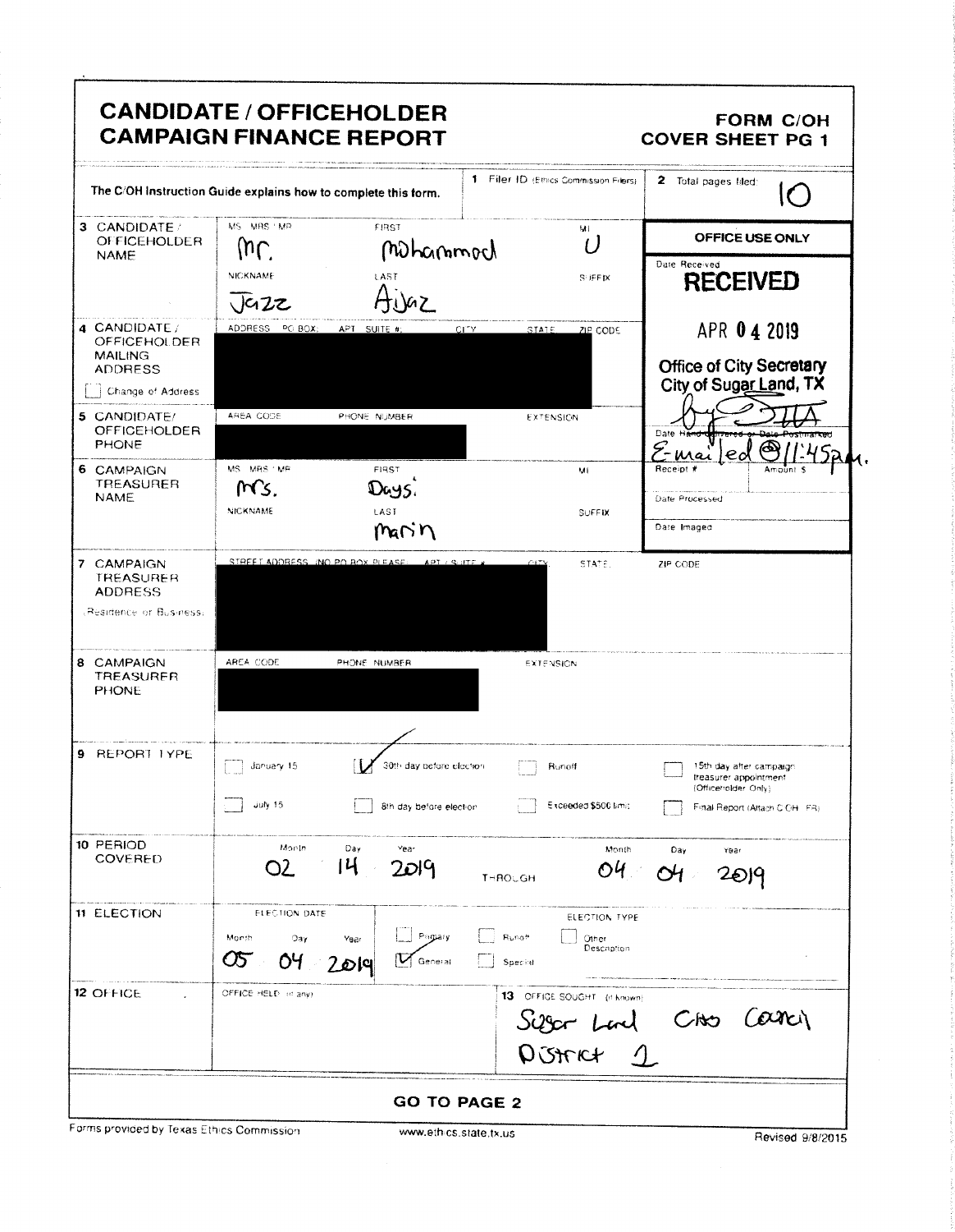# CANDIDATE / OFFICEHOLDER CAMPAIGN FINANCE REPORT

**FORM C/OH COVER SHEET PG 1**

The C/OH Instruction Guide explains how to complete this form.

**1** Filer ID (Ethics Commission Filers):

**2** Total pages filed: 10

| | | | | |
|---|---|---|---|---|
| **3 CANDIDATE / OFFICEHOLDER NAME** | MS / MRS / MR: Mr. | FIRST: Mohammed | MI: U | |
| | NICKNAME: Jazz | LAST: Aijaz | SUFFIX: | |
| **4 CANDIDATE / OFFICEHOLDER MAILING ADDRESS** ☐ Change of Address | ADDRESS / PO BOX; APT / SUITE #; CITY; STATE; ZIP CODE: [redacted] | | | |
| **5 CANDIDATE/ OFFICEHOLDER PHONE** | AREA CODE / PHONE NUMBER: [redacted] | | EXTENSION: | |
| **6 CAMPAIGN TREASURER NAME** | MS / MRS / MR: Mrs. | FIRST: Days. | MI: | |
| | NICKNAME: | LAST: Marin | SUFFIX: | |
| **7 CAMPAIGN TREASURER ADDRESS** (Residence or Business) | STREET ADDRESS (NO PO BOX PLEASE); APT / SUITE #; CITY; STATE; ZIP CODE: [redacted] | | | |
| **8 CAMPAIGN TREASURER PHONE** | AREA CODE / PHONE NUMBER: [redacted] | | EXTENSION: | |

**OFFICE USE ONLY**

Date Received: **RECEIVED** APR 04 2019 — Office of City Secretary, City of Sugar Land, TX — by [signature]

Date Hand-delivered or Date Postmarked: E-mailed @ 11:45pm.

Receipt #: | Amount $:

Date Processed:

Date Imaged:

**9 REPORT TYPE**

- ☐ January 15
- ☑ 30th day before election
- ☐ Runoff
- ☐ 15th day after campaign treasurer appointment (Officeholder Only)
- ☐ July 15
- ☐ 8th day before election
- ☐ Exceeded $500 limit
- ☐ Final Report (Attach C/OH - FR)

**10 PERIOD COVERED**

Month 02 Day 14 Year 2019 THROUGH Month 04 Day 04 Year 2019

**11 ELECTION**

ELECTION DATE: Month 05 Day 04 Year 2019

ELECTION TYPE:
- ☐ Primary
- ☐ Runoff
- ☐ Other Description
- ☑ General
- ☐ Special

**12 OFFICE**

OFFICE HELD (if any):

**13** OFFICE SOUGHT (if known): Sugar Land City Council District 1

**GO TO PAGE 2**

Forms provided by Texas Ethics Commission — www.ethics.state.tx.us — Revised 9/8/2015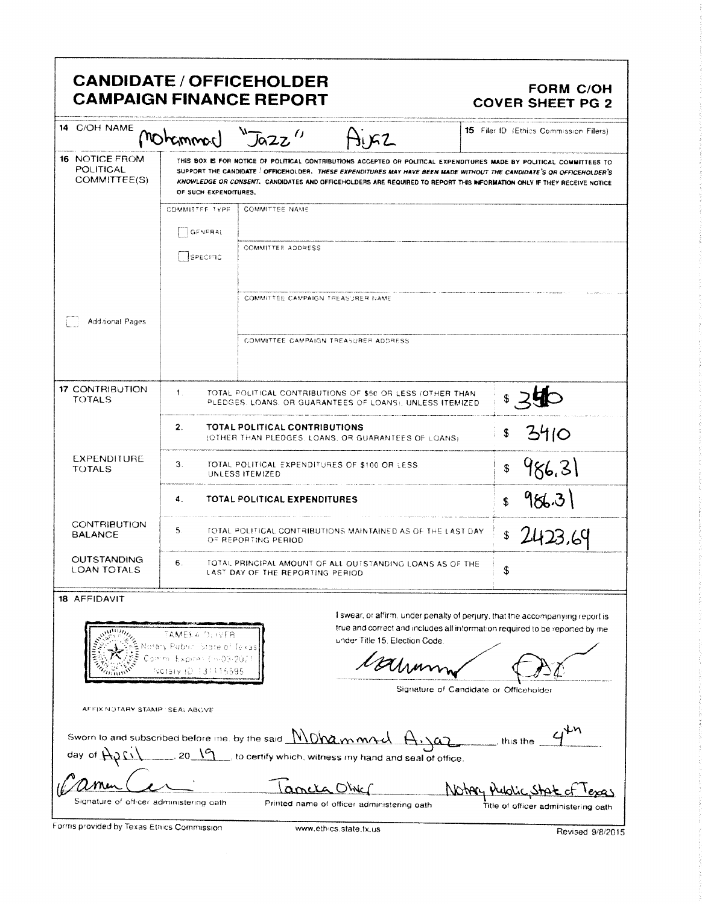# CANDIDATE / OFFICEHOLDER CAMPAIGN FINANCE REPORT

**FORM C/OH COVER SHEET PG 2**

| | | |
|---|---|---|
| 14 C/OH NAME | Mohammad "Jazz" Aiaz | 15 Filer ID (Ethics Commission Filers) |

**16 NOTICE FROM POLITICAL COMMITTEE(S)**

THIS BOX IS FOR NOTICE OF POLITICAL CONTRIBUTIONS ACCEPTED OR POLITICAL EXPENDITURES MADE BY POLITICAL COMMITTEES TO SUPPORT THE CANDIDATE / OFFICEHOLDER. *THESE EXPENDITURES MAY HAVE BEEN MADE WITHOUT THE CANDIDATE'S OR OFFICEHOLDER'S KNOWLEDGE OR CONSENT.* CANDIDATES AND OFFICEHOLDERS ARE REQUIRED TO REPORT THIS INFORMATION ONLY IF THEY RECEIVE NOTICE OF SUCH EXPENDITURES.

| COMMITTEE TYPE | |
|---|---|
| ☐ GENERAL | COMMITTEE NAME |
| ☐ SPECIFIC | COMMITTEE ADDRESS |
| | COMMITTEE CAMPAIGN TREASURER NAME |
| ☐ Additional Pages | COMMITTEE CAMPAIGN TREASURER ADDRESS |

| | | | |
|---|---|---|---|
| **17 CONTRIBUTION TOTALS** | 1. | TOTAL POLITICAL CONTRIBUTIONS OF $50 OR LESS (OTHER THAN PLEDGES, LOANS, OR GUARANTEES OF LOANS), UNLESS ITEMIZED | $ 340 |
| | 2. | **TOTAL POLITICAL CONTRIBUTIONS** (OTHER THAN PLEDGES, LOANS, OR GUARANTEES OF LOANS) | $ 3410 |
| **EXPENDITURE TOTALS** | 3. | TOTAL POLITICAL EXPENDITURES OF $100 OR LESS UNLESS ITEMIZED | $ 986.31 |
| | 4. | **TOTAL POLITICAL EXPENDITURES** | $ 986.31 |
| **CONTRIBUTION BALANCE** | 5. | TOTAL POLITICAL CONTRIBUTIONS MAINTAINED AS OF THE LAST DAY OF REPORTING PERIOD | $ 2423.69 |
| **OUTSTANDING LOAN TOTALS** | 6. | TOTAL PRINCIPAL AMOUNT OF ALL OUTSTANDING LOANS AS OF THE LAST DAY OF THE REPORTING PERIOD | $ |

**18 AFFIDAVIT**

TAMEKA OLIVER
Notary Public, State of Texas
Comm. Expires 04-03-2021
Notary ID 131115595

I swear, or affirm, under penalty of perjury, that the accompanying report is true and correct and includes all information required to be reported by me under Title 15, Election Code.

[Signature]

Signature of Candidate or Officeholder

AFFIX NOTARY STAMP / SEAL ABOVE

Sworn to and subscribed before me, by the said Mohammad Aiaz, this the 4th day of April, 20 19, to certify which, witness my hand and seal of office.

| [Signature] | Tameka Oliver | Notary Public, State of Texas |
|---|---|---|
| Signature of officer administering oath | Printed name of officer administering oath | Title of officer administering oath |

Forms provided by Texas Ethics Commission www.ethics.state.tx.us Revised 9/8/2015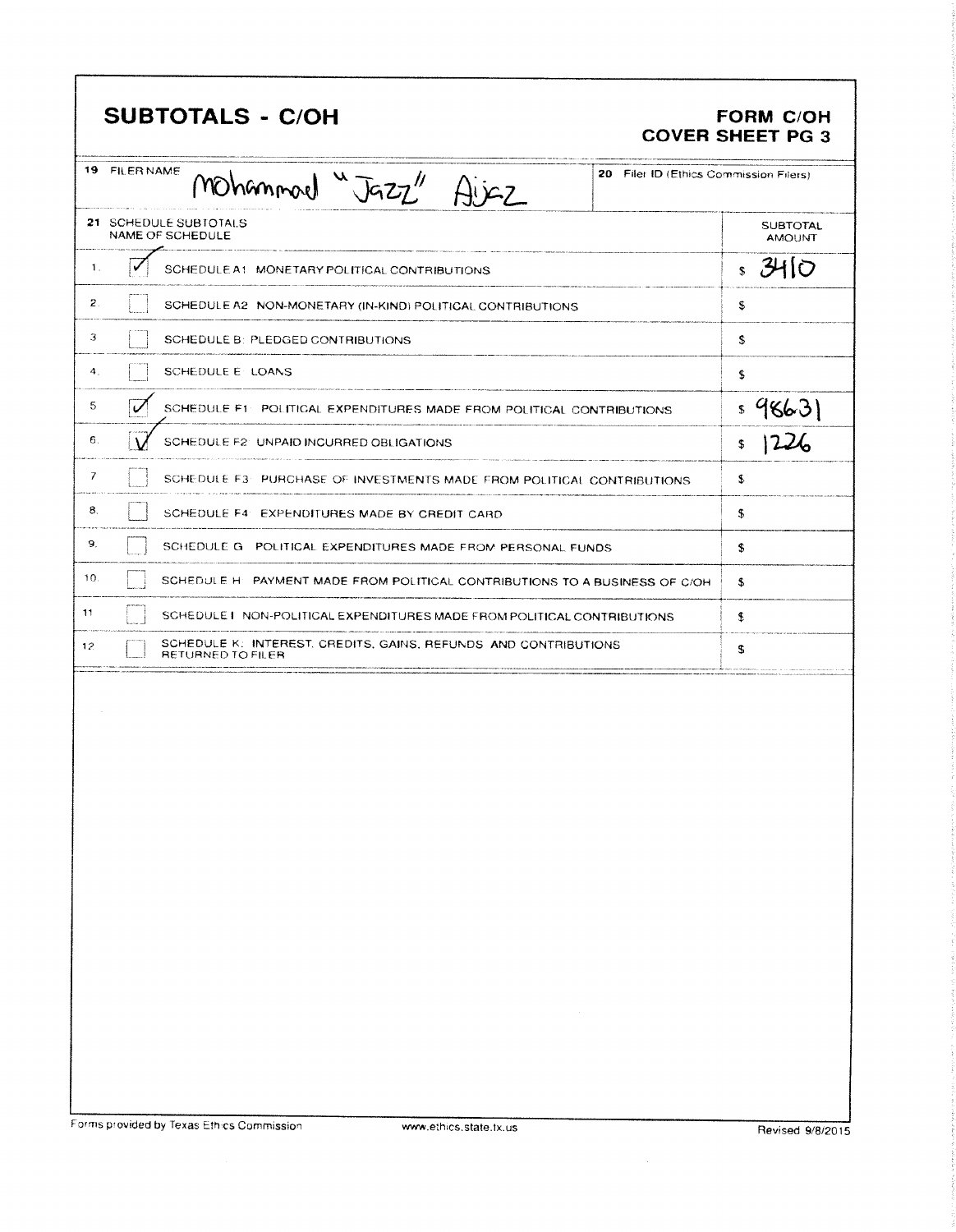# SUBTOTALS - C/OH

**FORM C/OH**
**COVER SHEET PG 3**

| 19 FILER NAME | 20 Filer ID (Ethics Commission Filers) |
|---|---|
| Mohammad "Jazz" Aijaz | |

| 21 SCHEDULE SUBTOTALS NAME OF SCHEDULE | | | SUBTOTAL AMOUNT |
|---|---|---|---|
| 1. | ✓ | SCHEDULE A1: MONETARY POLITICAL CONTRIBUTIONS | $ 3410 |
| 2. | | SCHEDULE A2: NON-MONETARY (IN-KIND) POLITICAL CONTRIBUTIONS | $ |
| 3. | | SCHEDULE B: PLEDGED CONTRIBUTIONS | $ |
| 4. | | SCHEDULE E: LOANS | $ |
| 5. | ✓ | SCHEDULE F1: POLITICAL EXPENDITURES MADE FROM POLITICAL CONTRIBUTIONS | $ 98631 |
| 6. | ✓ | SCHEDULE F2: UNPAID INCURRED OBLIGATIONS | $ 1226 |
| 7. | | SCHEDULE F3: PURCHASE OF INVESTMENTS MADE FROM POLITICAL CONTRIBUTIONS | $ |
| 8. | | SCHEDULE F4: EXPENDITURES MADE BY CREDIT CARD | $ |
| 9. | | SCHEDULE G: POLITICAL EXPENDITURES MADE FROM PERSONAL FUNDS | $ |
| 10. | | SCHEDULE H: PAYMENT MADE FROM POLITICAL CONTRIBUTIONS TO A BUSINESS OF C/OH | $ |
| 11. | | SCHEDULE I: NON-POLITICAL EXPENDITURES MADE FROM POLITICAL CONTRIBUTIONS | $ |
| 12. | | SCHEDULE K: INTEREST, CREDITS, GAINS, REFUNDS AND CONTRIBUTIONS RETURNED TO FILER | $ |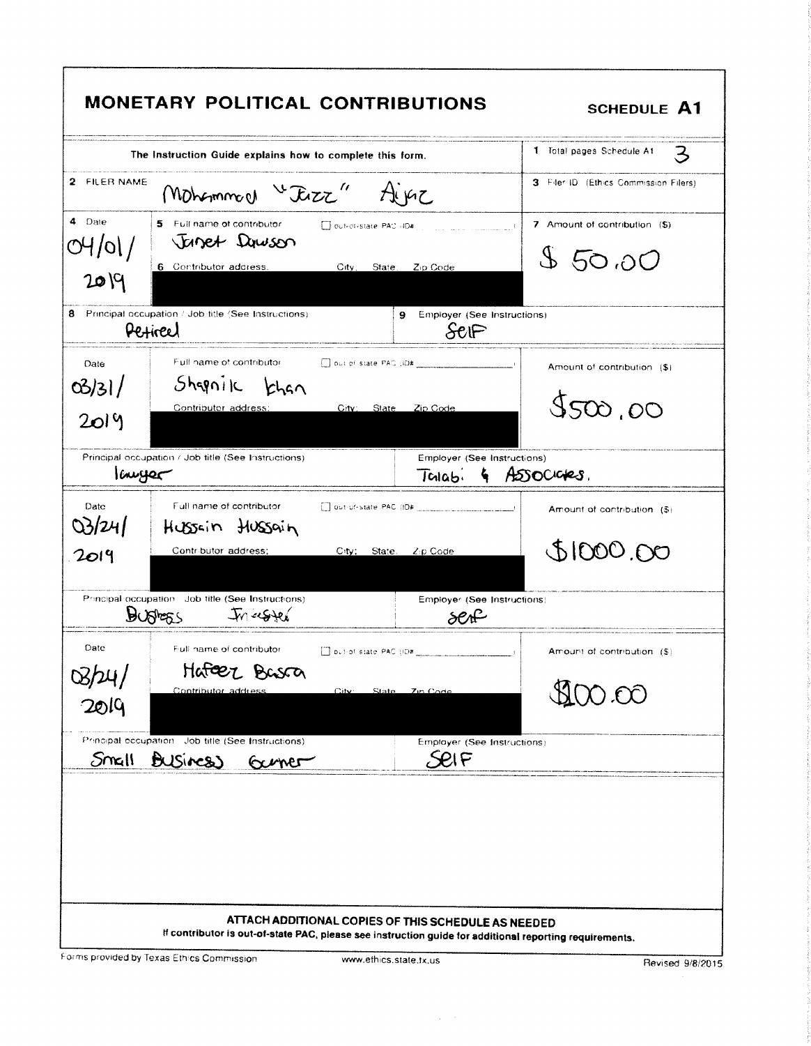# MONETARY POLITICAL CONTRIBUTIONS

**SCHEDULE A1**

The Instruction Guide explains how to complete this form.

1 Total pages Schedule A1: 3

2 FILER NAME: Mohammad "Jazz" Aijaz

3 Filer ID (Ethics Commission Filers):

| 4 Date | 5 Full name of contributor / 6 Contributor address; City; State; Zip Code | 7 Amount of contribution ($) |
|---|---|---|
| 04/01/2019 | Janet Dawson ☐ out-of-state PAC (ID#) [REDACTED] | $ 50.00 |
| 8 Principal occupation / Job title (See Instructions): Retired | 9 Employer (See Instructions): Self | |
| 03/31/2019 | Shapnik Khan ☐ out-of-state PAC (ID#) [REDACTED] | $500.00 |
| Principal occupation / Job title (See Instructions): lawyer | Employer (See Instructions): Talabi & Associates. | |
| 03/24/2019 | Hussain Hussain ☐ out-of-state PAC (ID#) [REDACTED] | $1000.00 |
| Principal occupation / Job title (See Instructions): Business Investor | Employer (See Instructions): self | |
| 03/24/2019 | Hafeez Basra ☐ out-of-state PAC (ID#) [REDACTED] | $100.00 |
| Principal occupation / Job title (See Instructions): Small Business owner | Employer (See Instructions): Self | |

**ATTACH ADDITIONAL COPIES OF THIS SCHEDULE AS NEEDED**

**If contributor is out-of-state PAC, please see instruction guide for additional reporting requirements.**

Forms provided by Texas Ethics Commission www.ethics.state.tx.us Revised 9/8/2015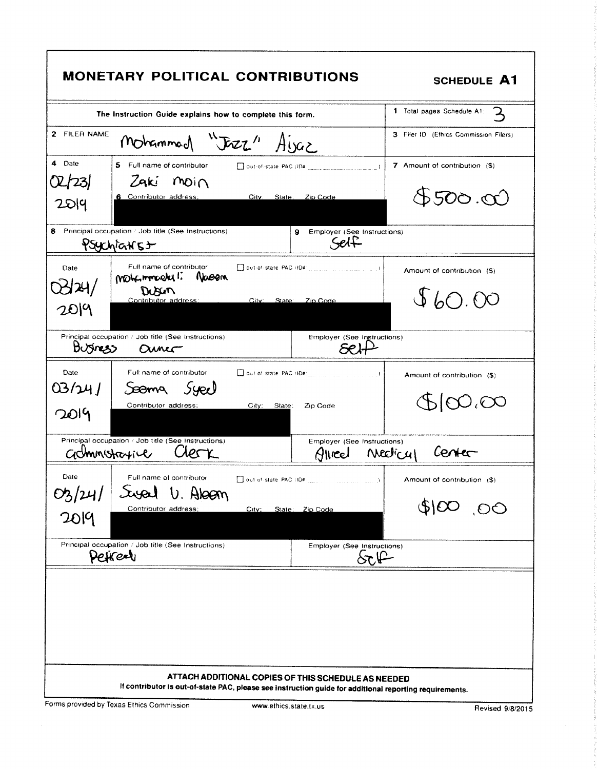# MONETARY POLITICAL CONTRIBUTIONS

**SCHEDULE A1**

The Instruction Guide explains how to complete this form.

**1** Total pages Schedule A1: 3

**2** FILER NAME: Mohammad "Jazz" Aijaz

**3** Filer ID (Ethics Commission Filers):

| 4 Date | 5 Full name of contributor / 6 Contributor address; City; State; Zip Code | 7 Amount of contribution ($) |
|---|---|---|
| 02/23/2019 | Zaki Moin | $500.00 |
| **8** Principal occupation / Job title (See Instructions): Psychiatrist | **9** Employer (See Instructions): Self | |
| 03/24/2019 | Mohammad I. Naeem Dusun | $60.00 |
| Principal occupation / Job title (See Instructions): Business Owner | Employer (See Instructions): Self | |
| 03/24/2019 | Seema Syed | $100.00 |
| Principal occupation / Job title (See Instructions): Administrative Clerk | Employer (See Instructions): Allied Medical Center | |
| 03/24/2019 | Syed U. Aleem | $100.00 |
| Principal occupation / Job title (See Instructions): Retired | Employer (See Instructions): Self | |

☐ out-of-state PAC (ID#: )

**ATTACH ADDITIONAL COPIES OF THIS SCHEDULE AS NEEDED**

If contributor is out-of-state PAC, please see instruction guide for additional reporting requirements.

Forms provided by Texas Ethics Commission www.ethics.state.tx.us Revised 9/8/2015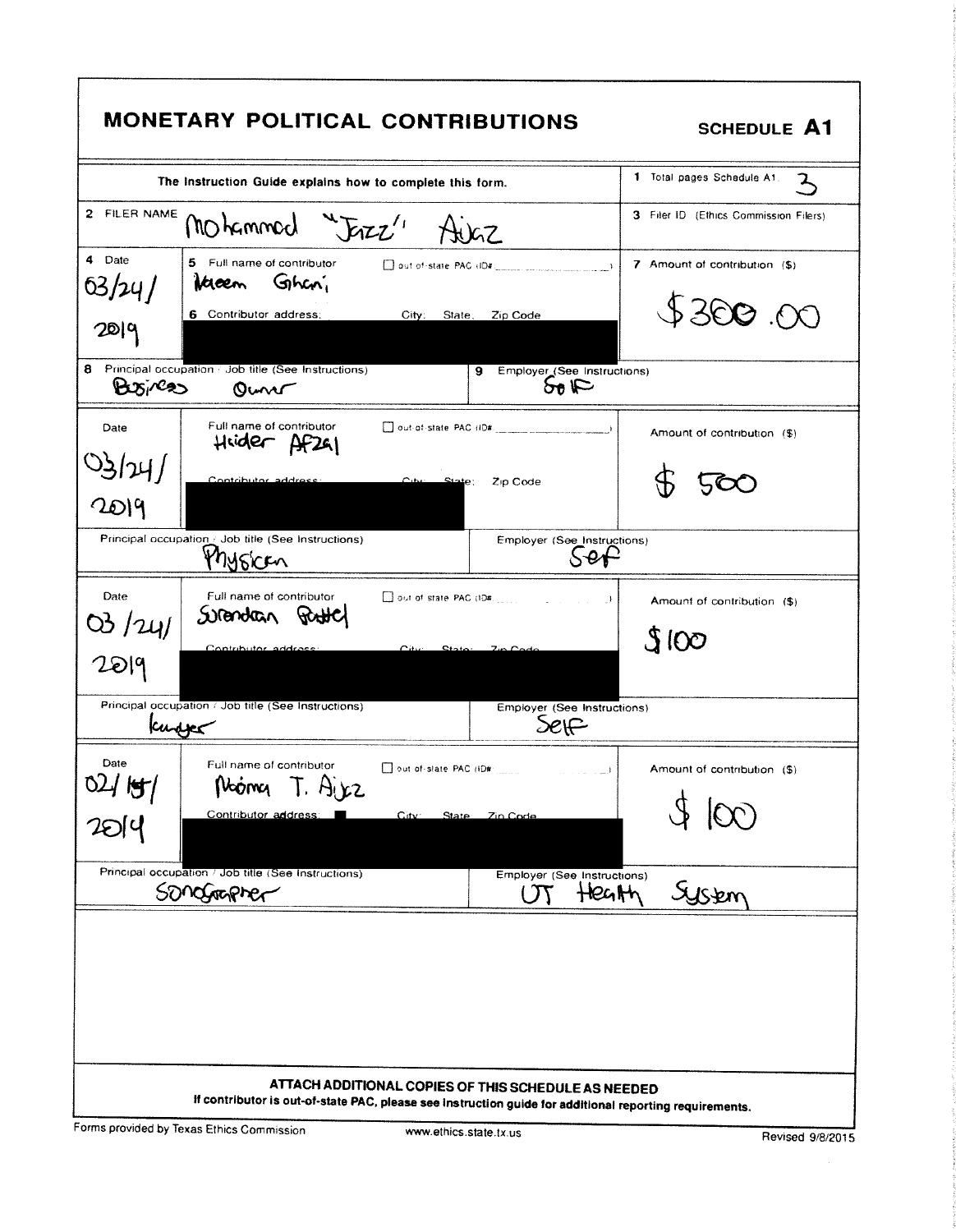# MONETARY POLITICAL CONTRIBUTIONS

**SCHEDULE A1**

| The Instruction Guide explains how to complete this form. | | 1 Total pages Schedule A1: 3 |
|---|---|---|
| 2 FILER NAME: Mohammad "Jazz" Aijaz | | 3 Filer ID (Ethics Commission Filers) |

| 4 Date | 5 Full name of contributor / 6 Contributor address; City; State; Zip Code | ☐ out-of-state PAC (ID#) | 7 Amount of contribution ($) |
|---|---|---|---|
| 03/24/2019 | Naeem Ghani | | $300.00 |
| 8 Principal occupation / Job title (See Instructions): Business Owner | | 9 Employer (See Instructions): Self | |
| 03/24/2019 | Haider Afzal | | $500 |
| Principal occupation / Job title (See Instructions): Physician | | Employer (See Instructions): Self | |
| 03/24/2019 | Surendran Pattel | | $100 |
| Principal occupation / Job title (See Instructions): Lawyer | | Employer (See Instructions): Self | |
| 02/15/2019 | Naima T. Aijaz | | $100 |
| Principal occupation / Job title (See Instructions): Sonographer | | Employer (See Instructions): UT Health System | |

**ATTACH ADDITIONAL COPIES OF THIS SCHEDULE AS NEEDED**

**If contributor is out-of-state PAC, please see instruction guide for additional reporting requirements.**

Forms provided by Texas Ethics Commission www.ethics.state.tx.us Revised 9/8/2015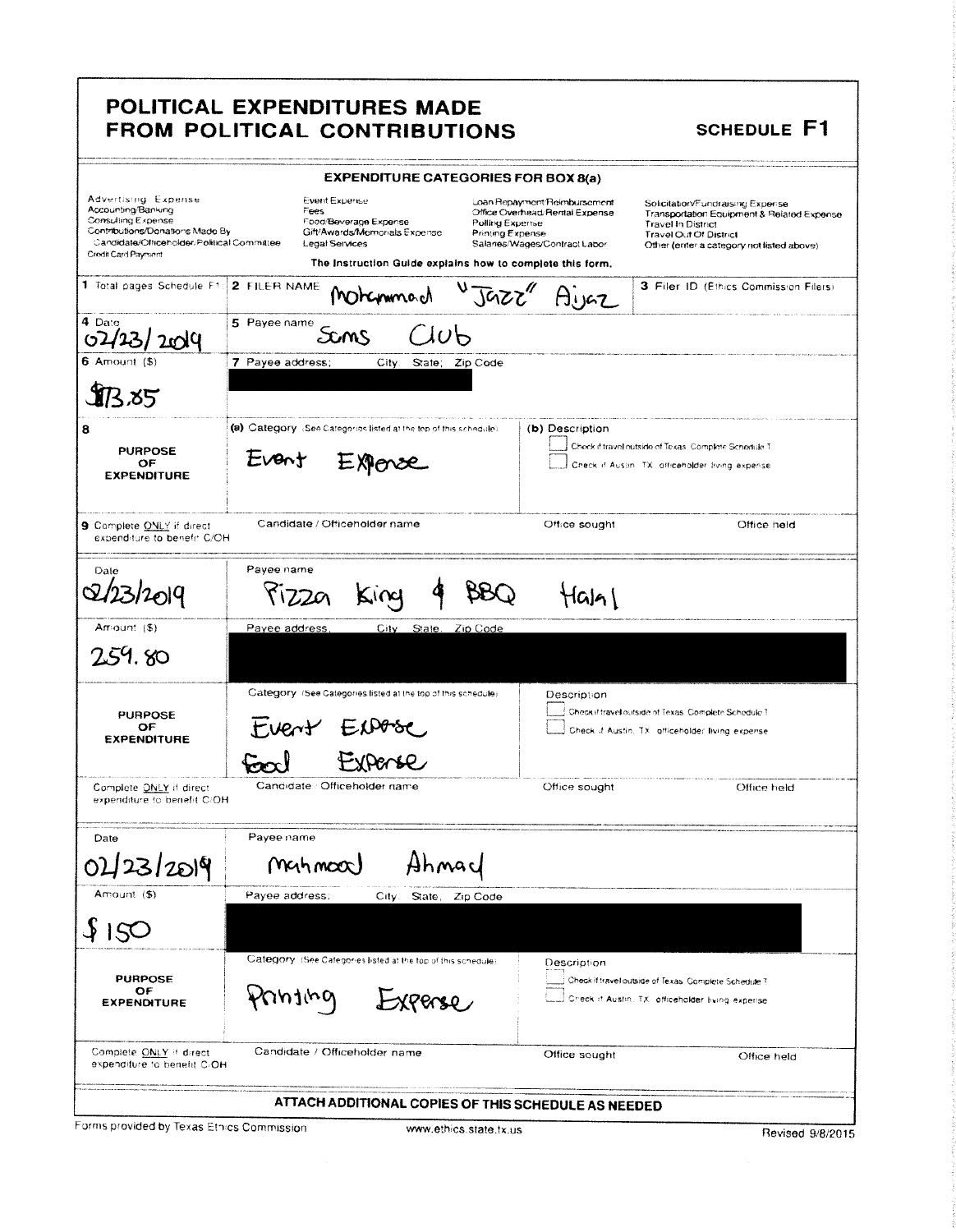# POLITICAL EXPENDITURES MADE FROM POLITICAL CONTRIBUTIONS

**SCHEDULE F1**

**EXPENDITURE CATEGORIES FOR BOX 8(a)**

| | | | |
|---|---|---|---|
| Advertising Expense | Event Expense | Loan Repayment/Reimbursement | Solicitation/Fundraising Expense |
| Accounting/Banking | Fees | Office Overhead/Rental Expense | Transportation Equipment & Related Expense |
| Consulting Expense | Food/Beverage Expense | Polling Expense | Travel In District |
| Contributions/Donations Made By Candidate/Officeholder/Political Committee | Gift/Awards/Memorials Expense | Printing Expense | Travel Out Of District |
| Credit Card Payment | Legal Services | Salaries/Wages/Contract Labor | Other (enter a category not listed above) |

**The Instruction Guide explains how to complete this form.**

| | | |
|---|---|---|
| 1 Total pages Schedule F1 | 2 FILER NAME: Mohammad "Jazz" Ajaz | 3 Filer ID (Ethics Commission Filers) |
| 4 Date: 02/23/2019 | 5 Payee name: Sams Club | |
| 6 Amount ($): $173.85 | 7 Payee address; City; State; Zip Code: [REDACTED] | |
| 8 PURPOSE OF EXPENDITURE | (a) Category (See Categories listed at the top of this schedule): Event Expense | (b) Description ☐ Check if travel outside of Texas. Complete Schedule T ☐ Check if Austin, TX officeholder living expense |
| 9 Complete ONLY if direct expenditure to benefit C/OH | Candidate / Officeholder name | Office sought / Office held |

| | | |
|---|---|---|
| Date: 02/23/2019 | Payee name: Pizza King & BBQ Halal | |
| Amount ($): 259.80 | Payee address; City; State; Zip Code: [REDACTED] | |
| PURPOSE OF EXPENDITURE | Category (See Categories listed at the top of this schedule): Event Expense Food Expense | Description ☐ Check if travel outside of Texas. Complete Schedule T ☐ Check if Austin, TX officeholder living expense |
| Complete ONLY if direct expenditure to benefit C/OH | Candidate / Officeholder name | Office sought / Office held |

| | | |
|---|---|---|
| Date: 02/23/2019 | Payee name: Mahmood Ahmad | |
| Amount ($): $150 | Payee address; City; State; Zip Code: [REDACTED] | |
| PURPOSE OF EXPENDITURE | Category (See Categories listed at the top of this schedule): Printing Expense | Description ☐ Check if travel outside of Texas. Complete Schedule T ☐ Check if Austin, TX officeholder living expense |
| Complete ONLY if direct expenditure to benefit C/OH | Candidate / Officeholder name | Office sought / Office held |

**ATTACH ADDITIONAL COPIES OF THIS SCHEDULE AS NEEDED**

Forms provided by Texas Ethics Commission www.ethics.state.tx.us Revised 9/8/2015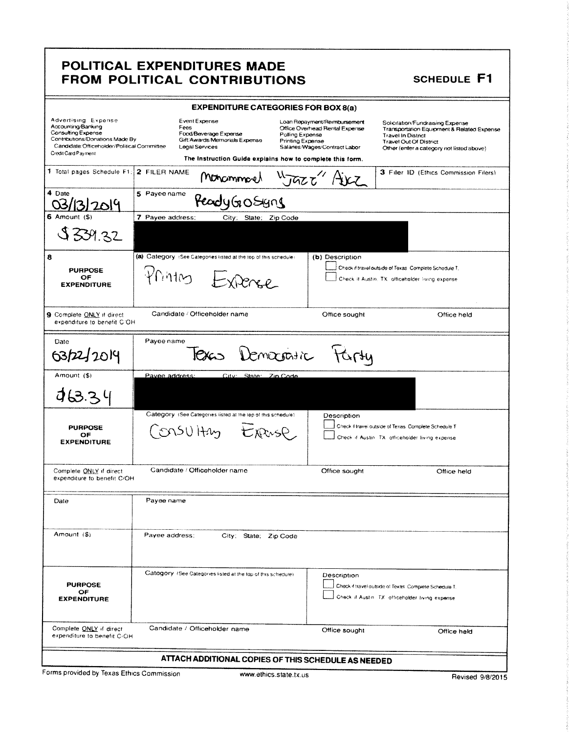# POLITICAL EXPENDITURES MADE FROM POLITICAL CONTRIBUTIONS

**SCHEDULE F1**

**EXPENDITURE CATEGORIES FOR BOX 8(a)**

| | | | |
|---|---|---|---|
| Advertising Expense | Event Expense | Loan Repayment/Reimbursement | Solicitation/Fundraising Expense |
| Accounting/Banking | Fees | Office Overhead/Rental Expense | Transportation Equipment & Related Expense |
| Consulting Expense | Food/Beverage Expense | Polling Expense | Travel In District |
| Contributions/Donations Made By Candidate/Officeholder/Political Committee | Gift/Awards/Memorials Expense | Printing Expense | Travel Out Of District |
| Credit Card Payment | Legal Services | Salaries/Wages/Contract Labor | Other (enter a category not listed above) |

The Instruction Guide explains how to complete this form.

| | | |
|---|---|---|
| **1** Total pages Schedule F1: | **2** FILER NAME: Mohammed "Jazz" Aziz | **3** Filer ID (Ethics Commission Filers) |

| | |
|---|---|
| **4** Date: 03/13/2019 | **5** Payee name: ReadyGoSigns |
| **6** Amount ($): $339.32 | **7** Payee address; City; State; Zip Code: [REDACTED] |
| **8** PURPOSE OF EXPENDITURE | **(a)** Category (See Categories listed at the top of this schedule): Printing Expense |
| | **(b)** Description: ☐ Check if travel outside of Texas. Complete Schedule T. ☐ Check if Austin, TX, officeholder living expense |
| **9** Complete ONLY if direct expenditure to benefit C/OH | Candidate / Officeholder name: / Office sought: / Office held: |

| | |
|---|---|
| Date: 03/22/2019 | Payee name: Texas Democratic Party |
| Amount ($): $63.34 | Payee address; City; State; Zip Code: [REDACTED] |
| PURPOSE OF EXPENDITURE | Category (See Categories listed at the top of this schedule): Consulting Expense |
| | Description: ☐ Check if travel outside of Texas. Complete Schedule T. ☐ Check if Austin, TX, officeholder living expense |
| Complete ONLY if direct expenditure to benefit C/OH | Candidate / Officeholder name: / Office sought: / Office held: |

| | |
|---|---|
| Date: | Payee name: |
| Amount ($): | Payee address; City; State; Zip Code: |
| PURPOSE OF EXPENDITURE | Category (See Categories listed at the top of this schedule): |
| | Description: ☐ Check if travel outside of Texas. Complete Schedule T. ☐ Check if Austin, TX, officeholder living expense |
| Complete ONLY if direct expenditure to benefit C/OH | Candidate / Officeholder name: / Office sought: / Office held: |

**ATTACH ADDITIONAL COPIES OF THIS SCHEDULE AS NEEDED**

Forms provided by Texas Ethics Commission www.ethics.state.tx.us Revised 9/8/2015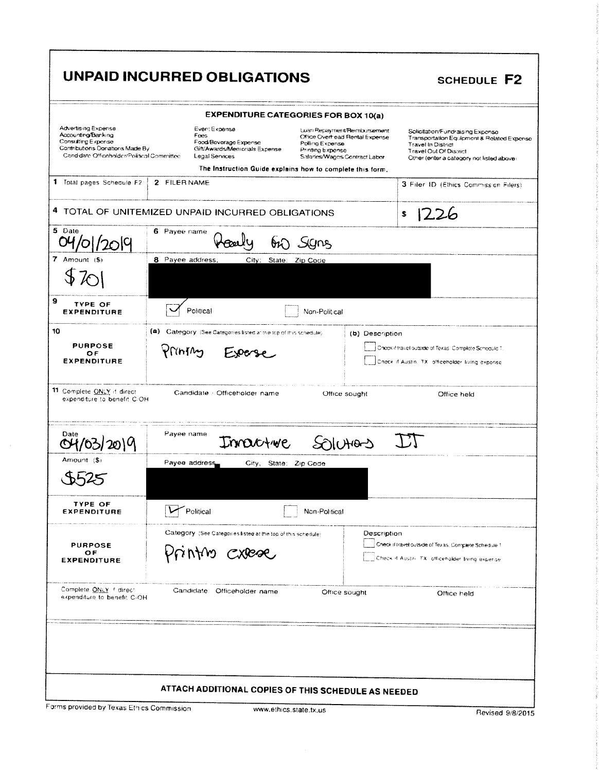# UNPAID INCURRED OBLIGATIONS

**SCHEDULE F2**

## EXPENDITURE CATEGORIES FOR BOX 10(a)

| | | | |
|---|---|---|---|
| Advertising Expense | Event Expense | Loan Repayment/Reimbursement | Solicitation/Fundraising Expense |
| Accounting/Banking | Fees | Office Overhead Rental Expense | Transportation Equipment & Related Expense |
| Consulting Expense | Food/Beverage Expense | Polling Expense | Travel In District |
| Contributions Donations Made By Candidate Officeholder/Political Committee | Gift/Awards/Memorials Expense | Printing Expense | Travel Out Of District |
| | Legal Services | Salaries/Wages/Contract Labor | Other (enter a category not listed above) |

The Instruction Guide explains how to complete this form.

| 1 Total pages Schedule F2 | 2 FILER NAME | 3 Filer ID (Ethics Commission Filers) |
|---|---|---|
| | | |

**4 TOTAL OF UNITEMIZED UNPAID INCURRED OBLIGATIONS** $ 1226

---

**5 Date:** 04/01/2019

**6 Payee name:** Ready Go Signs

**7 Amount ($):** $701

**8 Payee address, City; State; Zip Code:** [REDACTED]

**9 TYPE OF EXPENDITURE:** ☑ Political ☐ Non-Political

**10 PURPOSE OF EXPENDITURE**

(a) Category (See Categories listed at the top of this schedule): Printing Expense

(b) Description:

☐ Check if travel outside of Texas. Complete Schedule T.

☐ Check if Austin, TX officeholder living expense

**11 Complete ONLY if direct expenditure to benefit C/OH**

| Candidate / Officeholder name | Office sought | Office held |
|---|---|---|
| | | |

---

**Date:** 04/03/2019

**Payee name:** Innovative Solutions IT

**Amount ($):** $525

**Payee address, City; State; Zip Code:** [REDACTED]

**TYPE OF EXPENDITURE:** ☑ Political ☐ Non-Political

**PURPOSE OF EXPENDITURE**

Category (See Categories listed at the top of this schedule): Printing expense

Description:

☐ Check if travel outside of Texas. Complete Schedule T.

☐ Check if Austin, TX officeholder living expense

**Complete ONLY if direct expenditure to benefit C/OH**

| Candidate / Officeholder name | Office sought | Office held |
|---|---|---|
| | | |

---

**ATTACH ADDITIONAL COPIES OF THIS SCHEDULE AS NEEDED**

Forms provided by Texas Ethics Commission — www.ethics.state.tx.us — Revised 9/8/2015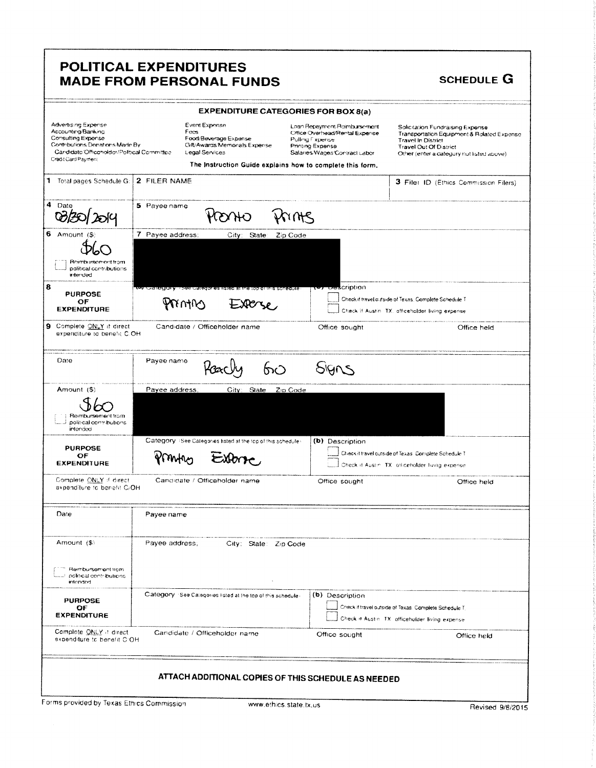# POLITICAL EXPENDITURES MADE FROM PERSONAL FUNDS

**SCHEDULE G**

**EXPENDITURE CATEGORIES FOR BOX 8(a)**

| | | | |
|---|---|---|---|
| Advertising Expense | Event Expense | Loan Repayment/Reimbursement | Solicitation/Fundraising Expense |
| Accounting/Banking | Fees | Office Overhead/Rental Expense | Transportation Equipment & Related Expense |
| Consulting Expense | Food/Beverage Expense | Polling Expense | Travel In District |
| Contributions/Donations Made By Candidate/Officeholder/Political Committee | Gift/Awards/Memorials Expense | Printing Expense | Travel Out Of District |
| Credit Card Payment | Legal Services | Salaries/Wages/Contract Labor | Other (enter a category not listed above) |

**The Instruction Guide explains how to complete this form.**

| | | |
|---|---|---|
| 1 Total pages Schedule G: | 2 FILER NAME | 3 Filer ID (Ethics Commission Filers) |

| | |
|---|---|
| 4 Date: 08/30/2019 | 5 Payee name: Pronto Prints |
| 6 Amount ($): $60 ☐ Reimbursement from political contributions intended | 7 Payee address; City; State; Zip Code: [REDACTED] |
| 8 PURPOSE OF EXPENDITURE | (a) Category (See Categories listed at the top of this schedule): Printing Expense; (b) Description: ☐ Check if travel outside of Texas. Complete Schedule T. ☐ Check if Austin, TX, officeholder living expense |
| 9 Complete ONLY if direct expenditure to benefit C/OH | Candidate / Officeholder name; Office sought; Office held |

| | |
|---|---|
| Date: | Payee name: Ready Go Signs |
| Amount ($): $60 ☐ Reimbursement from political contributions intended | Payee address; City; State; Zip Code: [REDACTED] |
| PURPOSE OF EXPENDITURE | Category (See Categories listed at the top of this schedule): Printing Expense; (b) Description: ☐ Check if travel outside of Texas. Complete Schedule T. ☐ Check if Austin, TX, officeholder living expense |
| Complete ONLY if direct expenditure to benefit C/OH | Candidate / Officeholder name; Office sought; Office held |

| | |
|---|---|
| Date: | Payee name: |
| Amount ($): ☐ Reimbursement from political contributions intended | Payee address; City; State; Zip Code: |
| PURPOSE OF EXPENDITURE | Category (See Categories listed at the top of this schedule); (b) Description: ☐ Check if travel outside of Texas. Complete Schedule T. ☐ Check if Austin, TX, officeholder living expense |
| Complete ONLY if direct expenditure to benefit C/OH | Candidate / Officeholder name; Office sought; Office held |

**ATTACH ADDITIONAL COPIES OF THIS SCHEDULE AS NEEDED**

Forms provided by Texas Ethics Commission www.ethics.state.tx.us Revised 9/8/2015